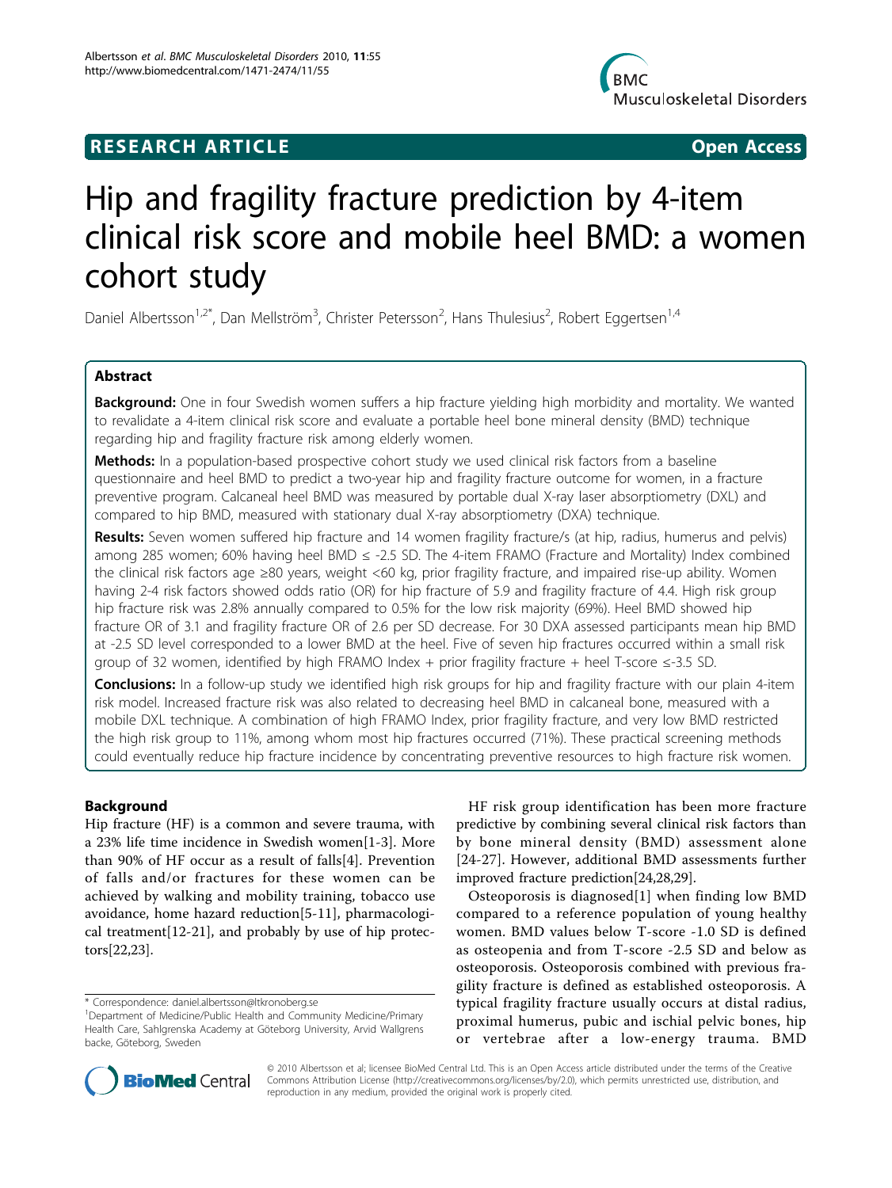**RESEARCH ARTICLE** **Open Access**

# Hip and fragility fracture prediction by 4-item clinical risk score and mobile heel BMD: a women cohort study

Daniel Albertsson[1,2*], Dan Mellström[3], Christer Petersson[2], Hans Thulesius[2], Robert Eggertsen[1,4]

## Abstract

**Background:** One in four Swedish women suffers a hip fracture yielding high morbidity and mortality. We wanted to revalidate a 4-item clinical risk score and evaluate a portable heel bone mineral density (BMD) technique regarding hip and fragility fracture risk among elderly women.

**Methods:** In a population-based prospective cohort study we used clinical risk factors from a baseline questionnaire and heel BMD to predict a two-year hip and fragility fracture outcome for women, in a fracture preventive program. Calcaneal heel BMD was measured by portable dual X-ray laser absorptiometry (DXL) and compared to hip BMD, measured with stationary dual X-ray absorptiometry (DXA) technique.

**Results:** Seven women suffered hip fracture and 14 women fragility fracture/s (at hip, radius, humerus and pelvis) among 285 women; 60% having heel BMD ≤ -2.5 SD. The 4-item FRAMO (Fracture and Mortality) Index combined the clinical risk factors age ≥80 years, weight <60 kg, prior fragility fracture, and impaired rise-up ability. Women having 2-4 risk factors showed odds ratio (OR) for hip fracture of 5.9 and fragility fracture of 4.4. High risk group hip fracture risk was 2.8% annually compared to 0.5% for the low risk majority (69%). Heel BMD showed hip fracture OR of 3.1 and fragility fracture OR of 2.6 per SD decrease. For 30 DXA assessed participants mean hip BMD at -2.5 SD level corresponded to a lower BMD at the heel. Five of seven hip fractures occurred within a small risk group of 32 women, identified by high FRAMO Index + prior fragility fracture + heel T-score ≤-3.5 SD.

**Conclusions:** In a follow-up study we identified high risk groups for hip and fragility fracture with our plain 4-item risk model. Increased fracture risk was also related to decreasing heel BMD in calcaneal bone, measured with a mobile DXL technique. A combination of high FRAMO Index, prior fragility fracture, and very low BMD restricted the high risk group to 11%, among whom most hip fractures occurred (71%). These practical screening methods could eventually reduce hip fracture incidence by concentrating preventive resources to high fracture risk women.

## Background

Hip fracture (HF) is a common and severe trauma, with a 23% life time incidence in Swedish women[1-3]. More than 90% of HF occur as a result of falls[4]. Prevention of falls and/or fractures for these women can be achieved by walking and mobility training, tobacco use avoidance, home hazard reduction[5-11], pharmacological treatment[12-21], and probably by use of hip protectors[22,23].

HF risk group identification has been more fracture predictive by combining several clinical risk factors than by bone mineral density (BMD) assessment alone [24-27]. However, additional BMD assessments further improved fracture prediction[24,28,29].

Osteoporosis is diagnosed[1] when finding low BMD compared to a reference population of young healthy women. BMD values below T-score -1.0 SD is defined as osteopenia and from T-score -2.5 SD and below as osteoporosis. Osteoporosis combined with previous fragility fracture is defined as established osteoporosis. A typical fragility fracture usually occurs at distal radius, proximal humerus, pubic and ischial pelvic bones, hip or vertebrae after a low-energy trauma. BMD

\* Correspondence: daniel.albertsson@ltkronoberg.se
[1]Department of Medicine/Public Health and Community Medicine/Primary Health Care, Sahlgrenska Academy at Göteborg University, Arvid Wallgrens backe, Göteborg, Sweden

© 2010 Albertsson et al; licensee BioMed Central Ltd. This is an Open Access article distributed under the terms of the Creative Commons Attribution License (http://creativecommons.org/licenses/by/2.0), which permits unrestricted use, distribution, and reproduction in any medium, provided the original work is properly cited.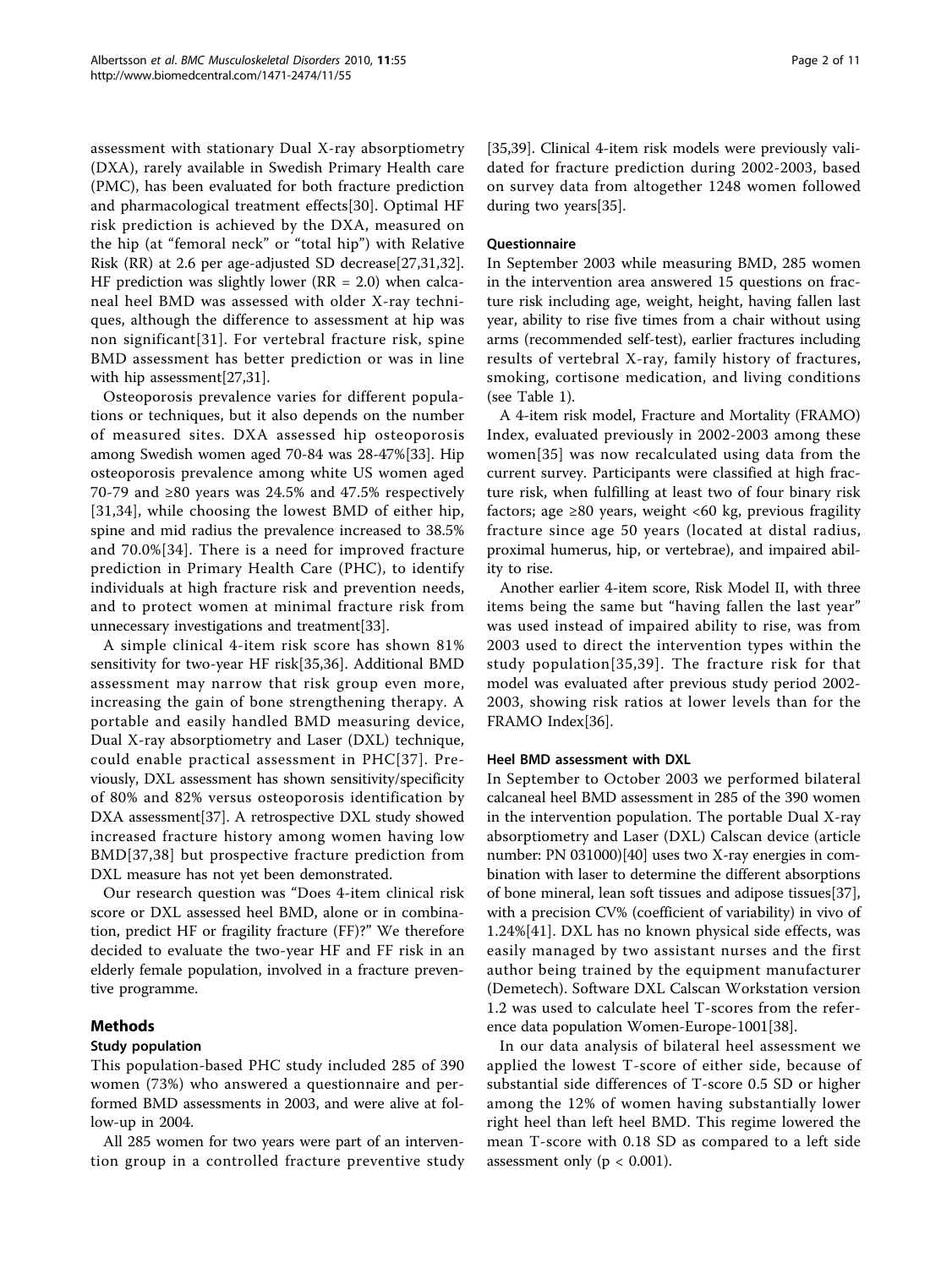assessment with stationary Dual X-ray absorptiometry (DXA), rarely available in Swedish Primary Health care (PMC), has been evaluated for both fracture prediction and pharmacological treatment effects[30]. Optimal HF risk prediction is achieved by the DXA, measured on the hip (at "femoral neck" or "total hip") with Relative Risk (RR) at 2.6 per age-adjusted SD decrease[27,31,32]. HF prediction was slightly lower (RR = 2.0) when calcaneal heel BMD was assessed with older X-ray techniques, although the difference to assessment at hip was non significant[31]. For vertebral fracture risk, spine BMD assessment has better prediction or was in line with hip assessment[27,31].

Osteoporosis prevalence varies for different populations or techniques, but it also depends on the number of measured sites. DXA assessed hip osteoporosis among Swedish women aged 70-84 was 28-47%[33]. Hip osteoporosis prevalence among white US women aged 70-79 and ≥80 years was 24.5% and 47.5% respectively [31,34], while choosing the lowest BMD of either hip, spine and mid radius the prevalence increased to 38.5% and 70.0%[34]. There is a need for improved fracture prediction in Primary Health Care (PHC), to identify individuals at high fracture risk and prevention needs, and to protect women at minimal fracture risk from unnecessary investigations and treatment[33].

A simple clinical 4-item risk score has shown 81% sensitivity for two-year HF risk[35,36]. Additional BMD assessment may narrow that risk group even more, increasing the gain of bone strengthening therapy. A portable and easily handled BMD measuring device, Dual X-ray absorptiometry and Laser (DXL) technique, could enable practical assessment in PHC[37]. Previously, DXL assessment has shown sensitivity/specificity of 80% and 82% versus osteoporosis identification by DXA assessment[37]. A retrospective DXL study showed increased fracture history among women having low BMD[37,38] but prospective fracture prediction from DXL measure has not yet been demonstrated.

Our research question was "Does 4-item clinical risk score or DXL assessed heel BMD, alone or in combination, predict HF or fragility fracture (FF)?" We therefore decided to evaluate the two-year HF and FF risk in an elderly female population, involved in a fracture preventive programme.

## Methods

### Study population

This population-based PHC study included 285 of 390 women (73%) who answered a questionnaire and performed BMD assessments in 2003, and were alive at follow-up in 2004.

All 285 women for two years were part of an intervention group in a controlled fracture preventive study [35,39]. Clinical 4-item risk models were previously validated for fracture prediction during 2002-2003, based on survey data from altogether 1248 women followed during two years[35].

### Questionnaire

In September 2003 while measuring BMD, 285 women in the intervention area answered 15 questions on fracture risk including age, weight, height, having fallen last year, ability to rise five times from a chair without using arms (recommended self-test), earlier fractures including results of vertebral X-ray, family history of fractures, smoking, cortisone medication, and living conditions (see Table 1).

A 4-item risk model, Fracture and Mortality (FRAMO) Index, evaluated previously in 2002-2003 among these women[35] was now recalculated using data from the current survey. Participants were classified at high fracture risk, when fulfilling at least two of four binary risk factors; age ≥80 years, weight <60 kg, previous fragility fracture since age 50 years (located at distal radius, proximal humerus, hip, or vertebrae), and impaired ability to rise.

Another earlier 4-item score, Risk Model II, with three items being the same but "having fallen the last year" was used instead of impaired ability to rise, was from 2003 used to direct the intervention types within the study population[35,39]. The fracture risk for that model was evaluated after previous study period 2002-2003, showing risk ratios at lower levels than for the FRAMO Index[36].

### Heel BMD assessment with DXL

In September to October 2003 we performed bilateral calcaneal heel BMD assessment in 285 of the 390 women in the intervention population. The portable Dual X-ray absorptiometry and Laser (DXL) Calscan device (article number: PN 031000)[40] uses two X-ray energies in combination with laser to determine the different absorptions of bone mineral, lean soft tissues and adipose tissues[37], with a precision CV% (coefficient of variability) in vivo of 1.24%[41]. DXL has no known physical side effects, was easily managed by two assistant nurses and the first author being trained by the equipment manufacturer (Demetech). Software DXL Calscan Workstation version 1.2 was used to calculate heel T-scores from the reference data population Women-Europe-1001[38].

In our data analysis of bilateral heel assessment we applied the lowest T-score of either side, because of substantial side differences of T-score 0.5 SD or higher among the 12% of women having substantially lower right heel than left heel BMD. This regime lowered the mean T-score with 0.18 SD as compared to a left side assessment only ($p < 0.001$).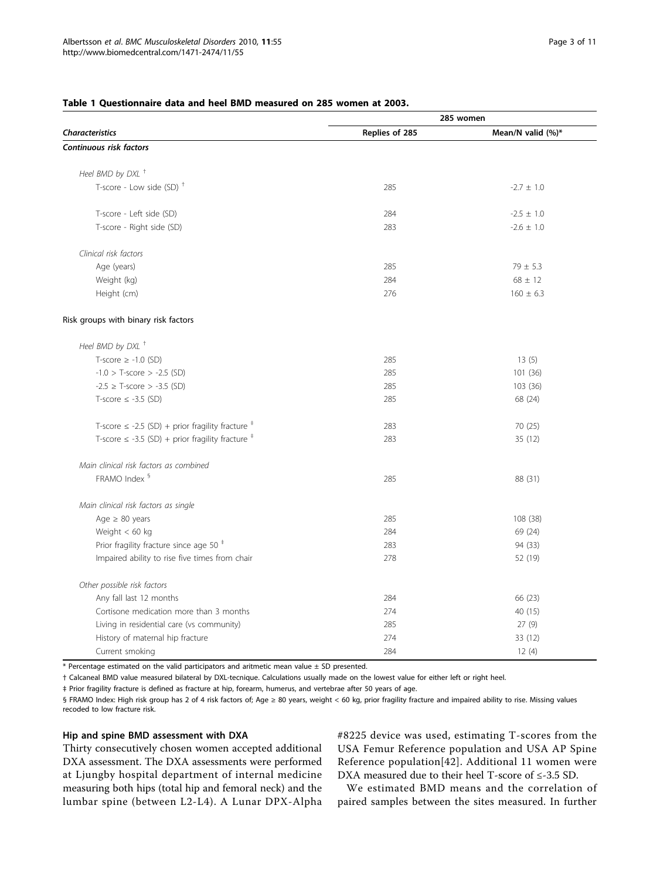**Table 1 Questionnaire data and heel BMD measured on 285 women at 2003.**

| | 285 women | |
|---|---|---|
| ***Characteristics*** | **Replies of 285** | **Mean/N valid (%)*** |
| ***Continuous risk factors*** | | |
| *Heel BMD by DXL* † | | |
| T-score - Low side (SD) † | 285 | -2.7 ± 1.0 |
| T-score - Left side (SD) | 284 | -2.5 ± 1.0 |
| T-score - Right side (SD) | 283 | -2.6 ± 1.0 |
| *Clinical risk factors* | | |
| Age (years) | 285 | 79 ± 5.3 |
| Weight (kg) | 284 | 68 ± 12 |
| Height (cm) | 276 | 160 ± 6.3 |
| Risk groups with binary risk factors | | |
| *Heel BMD by DXL* † | | |
| T-score ≥ -1.0 (SD) | 285 | 13 (5) |
| -1.0 > T-score > -2.5 (SD) | 285 | 101 (36) |
| -2.5 ≥ T-score > -3.5 (SD) | 285 | 103 (36) |
| T-score ≤ -3.5 (SD) | 285 | 68 (24) |
| T-score ≤ -2.5 (SD) + prior fragility fracture ‡ | 283 | 70 (25) |
| T-score ≤ -3.5 (SD) + prior fragility fracture ‡ | 283 | 35 (12) |
| *Main clinical risk factors as combined* | | |
| FRAMO Index § | 285 | 88 (31) |
| *Main clinical risk factors as single* | | |
| Age ≥ 80 years | 285 | 108 (38) |
| Weight < 60 kg | 284 | 69 (24) |
| Prior fragility fracture since age 50 ‡ | 283 | 94 (33) |
| Impaired ability to rise five times from chair | 278 | 52 (19) |
| *Other possible risk factors* | | |
| Any fall last 12 months | 284 | 66 (23) |
| Cortisone medication more than 3 months | 274 | 40 (15) |
| Living in residential care (vs community) | 285 | 27 (9) |
| History of maternal hip fracture | 274 | 33 (12) |
| Current smoking | 284 | 12 (4) |

\* Percentage estimated on the valid participators and aritmetic mean value ± SD presented.

† Calcaneal BMD value measured bilateral by DXL-tecnique. Calculations usually made on the lowest value for either left or right heel.

‡ Prior fragility fracture is defined as fracture at hip, forearm, humerus, and vertebrae after 50 years of age.

§ FRAMO Index: High risk group has 2 of 4 risk factors of; Age ≥ 80 years, weight < 60 kg, prior fragility fracture and impaired ability to rise. Missing values recoded to low fracture risk.

#### Hip and spine BMD assessment with DXA

Thirty consecutively chosen women accepted additional DXA assessment. The DXA assessments were performed at Ljungby hospital department of internal medicine measuring both hips (total hip and femoral neck) and the lumbar spine (between L2-L4). A Lunar DPX-Alpha #8225 device was used, estimating T-scores from the USA Femur Reference population and USA AP Spine Reference population[42]. Additional 11 women were DXA measured due to their heel T-score of ≤-3.5 SD.

We estimated BMD means and the correlation of paired samples between the sites measured. In further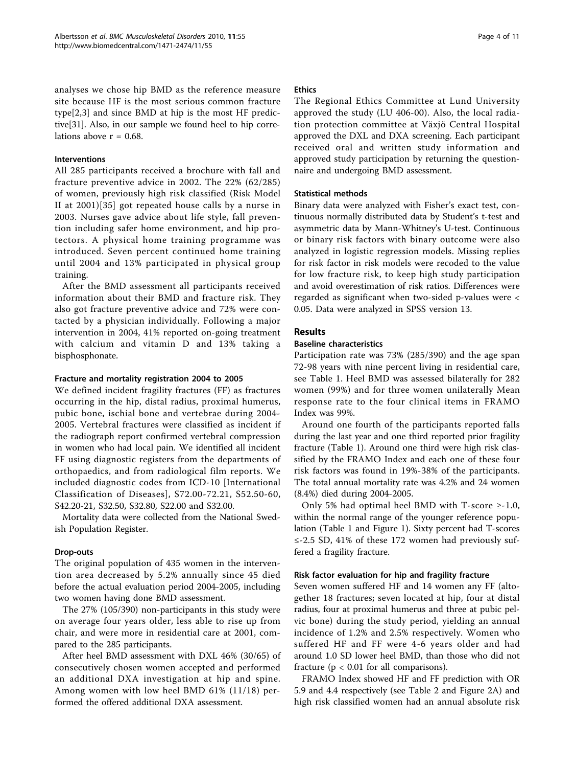analyses we chose hip BMD as the reference measure site because HF is the most serious common fracture type[2,3] and since BMD at hip is the most HF predictive[31]. Also, in our sample we found heel to hip correlations above r = 0.68.

#### Interventions

All 285 participants received a brochure with fall and fracture preventive advice in 2002. The 22% (62/285) of women, previously high risk classified (Risk Model II at 2001)[35] got repeated house calls by a nurse in 2003. Nurses gave advice about life style, fall prevention including safer home environment, and hip protectors. A physical home training programme was introduced. Seven percent continued home training until 2004 and 13% participated in physical group training.

After the BMD assessment all participants received information about their BMD and fracture risk. They also got fracture preventive advice and 72% were contacted by a physician individually. Following a major intervention in 2004, 41% reported on-going treatment with calcium and vitamin D and 13% taking a bisphosphonate.

#### Fracture and mortality registration 2004 to 2005

We defined incident fragility fractures (FF) as fractures occurring in the hip, distal radius, proximal humerus, pubic bone, ischial bone and vertebrae during 2004-2005. Vertebral fractures were classified as incident if the radiograph report confirmed vertebral compression in women who had local pain. We identified all incident FF using diagnostic registers from the departments of orthopaedics, and from radiological film reports. We included diagnostic codes from ICD-10 [International Classification of Diseases], S72.00-72.21, S52.50-60, S42.20-21, S32.50, S32.80, S22.00 and S32.00.

Mortality data were collected from the National Swedish Population Register.

#### Drop-outs

The original population of 435 women in the intervention area decreased by 5.2% annually since 45 died before the actual evaluation period 2004-2005, including two women having done BMD assessment.

The 27% (105/390) non-participants in this study were on average four years older, less able to rise up from chair, and were more in residential care at 2001, compared to the 285 participants.

After heel BMD assessment with DXL 46% (30/65) of consecutively chosen women accepted and performed an additional DXA investigation at hip and spine. Among women with low heel BMD 61% (11/18) performed the offered additional DXA assessment.

#### Ethics

The Regional Ethics Committee at Lund University approved the study (LU 406-00). Also, the local radiation protection committee at Växjö Central Hospital approved the DXL and DXA screening. Each participant received oral and written study information and approved study participation by returning the questionnaire and undergoing BMD assessment.

#### Statistical methods

Binary data were analyzed with Fisher's exact test, continuous normally distributed data by Student's t-test and asymmetric data by Mann-Whitney's U-test. Continuous or binary risk factors with binary outcome were also analyzed in logistic regression models. Missing replies for risk factor in risk models were recoded to the value for low fracture risk, to keep high study participation and avoid overestimation of risk ratios. Differences were regarded as significant when two-sided p-values were $< 0.05$. Data were analyzed in SPSS version 13.

## Results

#### Baseline characteristics

Participation rate was 73% (285/390) and the age span 72-98 years with nine percent living in residential care, see Table 1. Heel BMD was assessed bilaterally for 282 women (99%) and for three women unilaterally Mean response rate to the four clinical items in FRAMO Index was 99%.

Around one fourth of the participants reported falls during the last year and one third reported prior fragility fracture (Table 1). Around one third were high risk classified by the FRAMO Index and each one of these four risk factors was found in 19%-38% of the participants. The total annual mortality rate was 4.2% and 24 women (8.4%) died during 2004-2005.

Only 5% had optimal heel BMD with T-score ≥-1.0, within the normal range of the younger reference population (Table 1 and Figure 1). Sixty percent had T-scores ≤-2.5 SD, 41% of these 172 women had previously suffered a fragility fracture.

#### Risk factor evaluation for hip and fragility fracture

Seven women suffered HF and 14 women any FF (altogether 18 fractures; seven located at hip, four at distal radius, four at proximal humerus and three at pubic pelvic bone) during the study period, yielding an annual incidence of 1.2% and 2.5% respectively. Women who suffered HF and FF were 4-6 years older and had around 1.0 SD lower heel BMD, than those who did not fracture ($p < 0.01$ for all comparisons).

FRAMO Index showed HF and FF prediction with OR 5.9 and 4.4 respectively (see Table 2 and Figure 2A) and high risk classified women had an annual absolute risk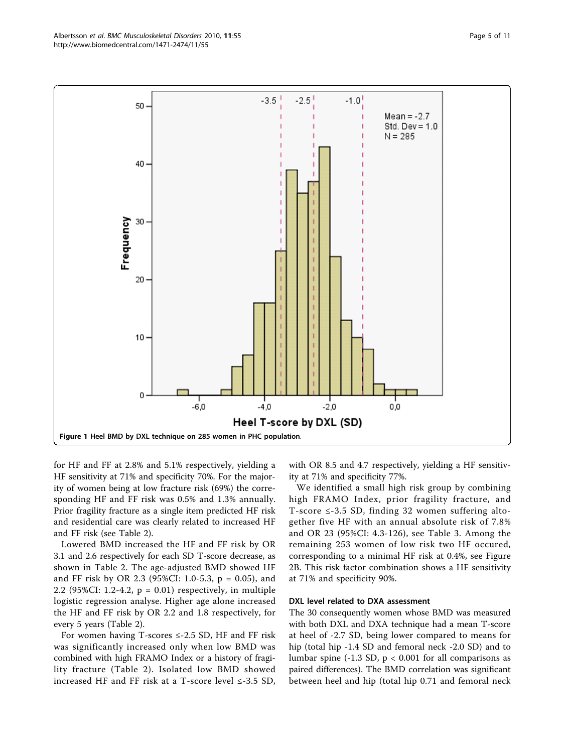**Figure 1** Heel BMD by DXL technique on 285 women in PHC population.

for HF and FF at 2.8% and 5.1% respectively, yielding a HF sensitivity at 71% and specificity 70%. For the majority of women being at low fracture risk (69%) the corresponding HF and FF risk was 0.5% and 1.3% annually. Prior fragility fracture as a single item predicted HF risk and residential care was clearly related to increased HF and FF risk (see Table 2).

Lowered BMD increased the HF and FF risk by OR 3.1 and 2.6 respectively for each SD T-score decrease, as shown in Table 2. The age-adjusted BMD showed HF and FF risk by OR 2.3 (95%CI: 1.0-5.3, $p = 0.05$), and 2.2 (95%CI: 1.2-4.2, $p = 0.01$) respectively, in multiple logistic regression analyse. Higher age alone increased the HF and FF risk by OR 2.2 and 1.8 respectively, for every 5 years (Table 2).

For women having T-scores ≤-2.5 SD, HF and FF risk was significantly increased only when low BMD was combined with high FRAMO Index or a history of fragility fracture (Table 2). Isolated low BMD showed increased HF and FF risk at a T-score level ≤-3.5 SD, with OR 8.5 and 4.7 respectively, yielding a HF sensitivity at 71% and specificity 77%.

We identified a small high risk group by combining high FRAMO Index, prior fragility fracture, and T-score ≤-3.5 SD, finding 32 women suffering altogether five HF with an annual absolute risk of 7.8% and OR 23 (95%CI: 4.3-126), see Table 3. Among the remaining 253 women of low risk two HF occured, corresponding to a minimal HF risk at 0.4%, see Figure 2B. This risk factor combination shows a HF sensitivity at 71% and specificity 90%.

### DXL level related to DXA assessment

The 30 consequently women whose BMD was measured with both DXL and DXA technique had a mean T-score at heel of -2.7 SD, being lower compared to means for hip (total hip -1.4 SD and femoral neck -2.0 SD) and to lumbar spine (-1.3 SD, $p < 0.001$ for all comparisons as paired differences). The BMD correlation was significant between heel and hip (total hip 0.71 and femoral neck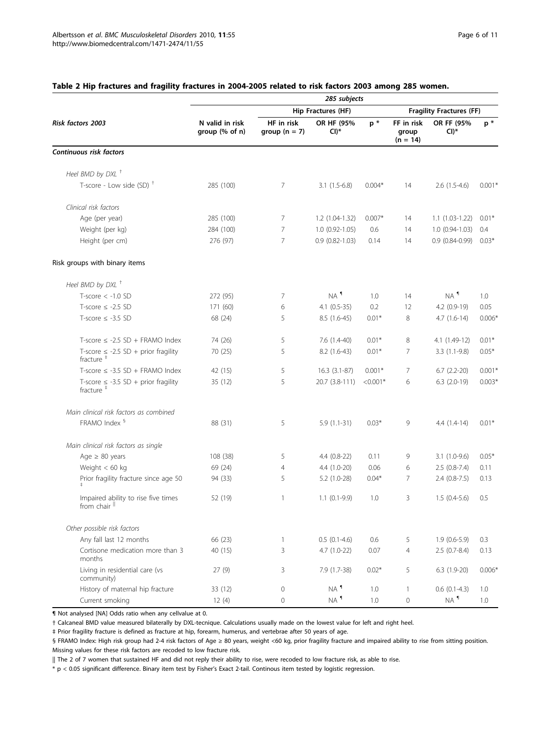**Table 2 Hip fractures and fragility fractures in 2004-2005 related to risk factors 2003 among 285 women.**

| | 285 subjects | | | | | | |
|---|---|---|---|---|---|---|---|
| | | Hip Fractures (HF) | | | Fragility Fractures (FF) | | |
| *Risk factors 2003* | N valid in risk group (% of n) | HF in risk group (n = 7) | OR HF (95% CI)* | p * | FF in risk group (n = 14) | OR FF (95% CI)* | p * |
| ***Continuous risk factors*** | | | | | | | |
| *Heel BMD by DXL* † | | | | | | | |
| T-score - Low side (SD) † | 285 (100) | 7 | 3.1 (1.5-6.8) | 0.004* | 14 | 2.6 (1.5-4.6) | 0.001* |
| *Clinical risk factors* | | | | | | | |
| Age (per year) | 285 (100) | 7 | 1.2 (1.04-1.32) | 0.007* | 14 | 1.1 (1.03-1.22) | 0.01* |
| Weight (per kg) | 284 (100) | 7 | 1.0 (0.92-1.05) | 0.6 | 14 | 1.0 (0.94-1.03) | 0.4 |
| Height (per cm) | 276 (97) | 7 | 0.9 (0.82-1.03) | 0.14 | 14 | 0.9 (0.84-0.99) | 0.03* |
| Risk groups with binary items | | | | | | | |
| *Heel BMD by DXL* † | | | | | | | |
| T-score < -1.0 SD | 272 (95) | 7 | NA ¶ | 1.0 | 14 | NA ¶ | 1.0 |
| T-score ≤ -2.5 SD | 171 (60) | 6 | 4.1 (0.5-35) | 0.2 | 12 | 4.2 (0.9-19) | 0.05 |
| T-score ≤ -3.5 SD | 68 (24) | 5 | 8.5 (1.6-45) | 0.01* | 8 | 4.7 (1.6-14) | 0.006* |
| T-score ≤ -2.5 SD + FRAMO Index | 74 (26) | 5 | 7.6 (1.4-40) | 0.01* | 8 | 4.1 (1.49-12) | 0.01* |
| T-score ≤ -2.5 SD + prior fragility fracture ‡ | 70 (25) | 5 | 8.2 (1.6-43) | 0.01* | 7 | 3.3 (1.1-9.8) | 0.05* |
| T-score ≤ -3.5 SD + FRAMO Index | 42 (15) | 5 | 16.3 (3.1-87) | 0.001* | 7 | 6.7 (2.2-20) | 0.001* |
| T-score ≤ -3.5 SD + prior fragility fracture ‡ | 35 (12) | 5 | 20.7 (3.8-111) | <0.001* | 6 | 6.3 (2.0-19) | 0.003* |
| *Main clinical risk factors as combined* | | | | | | | |
| FRAMO Index § | 88 (31) | 5 | 5.9 (1.1-31) | 0.03* | 9 | 4.4 (1.4-14) | 0.01* |
| *Main clinical risk factors as single* | | | | | | | |
| Age ≥ 80 years | 108 (38) | 5 | 4.4 (0.8-22) | 0.11 | 9 | 3.1 (1.0-9.6) | 0.05* |
| Weight < 60 kg | 69 (24) | 4 | 4.4 (1.0-20) | 0.06 | 6 | 2.5 (0.8-7.4) | 0.11 |
| Prior fragility fracture since age 50 ‡ | 94 (33) | 5 | 5.2 (1.0-28) | 0.04* | 7 | 2.4 (0.8-7.5) | 0.13 |
| Impaired ability to rise five times from chair ‖ | 52 (19) | 1 | 1.1 (0.1-9.9) | 1.0 | 3 | 1.5 (0.4-5.6) | 0.5 |
| *Other possible risk factors* | | | | | | | |
| Any fall last 12 months | 66 (23) | 1 | 0.5 (0.1-4.6) | 0.6 | 5 | 1.9 (0.6-5.9) | 0.3 |
| Cortisone medication more than 3 months | 40 (15) | 3 | 4.7 (1.0-22) | 0.07 | 4 | 2.5 (0.7-8.4) | 0.13 |
| Living in residential care (vs community) | 27 (9) | 3 | 7.9 (1.7-38) | 0.02* | 5 | 6.3 (1.9-20) | 0.006* |
| History of maternal hip fracture | 33 (12) | 0 | NA ¶ | 1.0 | 1 | 0.6 (0.1-4.3) | 1.0 |
| Current smoking | 12 (4) | 0 | NA ¶ | 1.0 | 0 | NA ¶ | 1.0 |

¶ Not analysed [NA] Odds ratio when any cellvalue at 0.

† Calcaneal BMD value measured bilaterally by DXL-tecnique. Calculations usually made on the lowest value for left and right heel.

‡ Prior fragility fracture is defined as fracture at hip, forearm, humerus, and vertebrae after 50 years of age.

§ FRAMO Index: High risk group had 2-4 risk factors of Age ≥ 80 years, weight <60 kg, prior fragility fracture and impaired ability to rise from sitting position. Missing values for these risk factors are recoded to low fracture risk.

‖ The 2 of 7 women that sustained HF and did not reply their ability to rise, were recoded to low fracture risk, as able to rise.

* p < 0.05 significant difference. Binary item test by Fisher's Exact 2-tail. Continous item tested by logistic regression.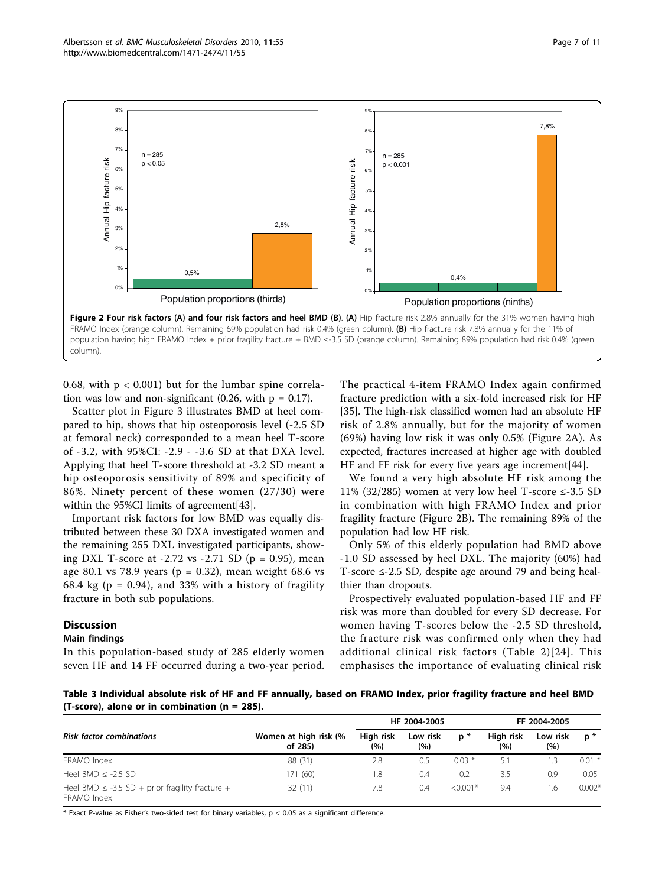Figure 2 Four risk factors (A) and four risk factors and heel BMD (B). (A) Hip fracture risk 2.8% annually for the 31% women having high FRAMO Index (orange column). Remaining 69% population had risk 0.4% (green column). (B) Hip fracture risk 7.8% annually for the 11% of population having high FRAMO Index + prior fragility fracture + BMD ≤-3.5 SD (orange column). Remaining 89% population had risk 0.4% (green column).

0.68, with $p < 0.001$) but for the lumbar spine correlation was low and non-significant (0.26, with $p = 0.17$).

Scatter plot in Figure 3 illustrates BMD at heel compared to hip, shows that hip osteoporosis level (-2.5 SD at femoral neck) corresponded to a mean heel T-score of -3.2, with 95%CI: -2.9 - -3.6 SD at that DXA level. Applying that heel T-score threshold at -3.2 SD meant a hip osteoporosis sensitivity of 89% and specificity of 86%. Ninety percent of these women (27/30) were within the 95%CI limits of agreement[43].

Important risk factors for low BMD was equally distributed between these 30 DXA investigated women and the remaining 255 DXL investigated participants, showing DXL T-score at -2.72 vs -2.71 SD ($p = 0.95$), mean age 80.1 vs 78.9 years ($p = 0.32$), mean weight 68.6 vs 68.4 kg ($p = 0.94$), and 33% with a history of fragility fracture in both sub populations.

## Discussion

### Main findings

In this population-based study of 285 elderly women seven HF and 14 FF occurred during a two-year period. The practical 4-item FRAMO Index again confirmed fracture prediction with a six-fold increased risk for HF [35]. The high-risk classified women had an absolute HF risk of 2.8% annually, but for the majority of women (69%) having low risk it was only 0.5% (Figure 2A). As expected, fractures increased at higher age with doubled HF and FF risk for every five years age increment[44].

We found a very high absolute HF risk among the 11% (32/285) women at very low heel T-score ≤-3.5 SD in combination with high FRAMO Index and prior fragility fracture (Figure 2B). The remaining 89% of the population had low HF risk.

Only 5% of this elderly population had BMD above -1.0 SD assessed by heel DXL. The majority (60%) had T-score ≤-2.5 SD, despite age around 79 and being healthier than dropouts.

Prospectively evaluated population-based HF and FF risk was more than doubled for every SD decrease. For women having T-scores below the -2.5 SD threshold, the fracture risk was confirmed only when they had additional clinical risk factors (Table 2)[24]. This emphasises the importance of evaluating clinical risk

**Table 3 Individual absolute risk of HF and FF annually, based on FRAMO Index, prior fragility fracture and heel BMD (T-score), alone or in combination (n = 285).**

| *Risk factor combinations* | Women at high risk (% of 285) | HF 2004-2005 | | | FF 2004-2005 | | |
|---|---|---|---|---|---|---|---|
| | | High risk (%) | Low risk (%) | p * | High risk (%) | Low risk (%) | p * |
| FRAMO Index | 88 (31) | 2.8 | 0.5 | 0.03 * | 5.1 | 1.3 | 0.01 * |
| Heel BMD ≤ -2.5 SD | 171 (60) | 1.8 | 0.4 | 0.2 | 3.5 | 0.9 | 0.05 |
| Heel BMD ≤ -3.5 SD + prior fragility fracture + FRAMO Index | 32 (11) | 7.8 | 0.4 | <0.001* | 9.4 | 1.6 | 0.002* |

\* Exact P-value as Fisher's two-sided test for binary variables, $p < 0.05$ as a significant difference.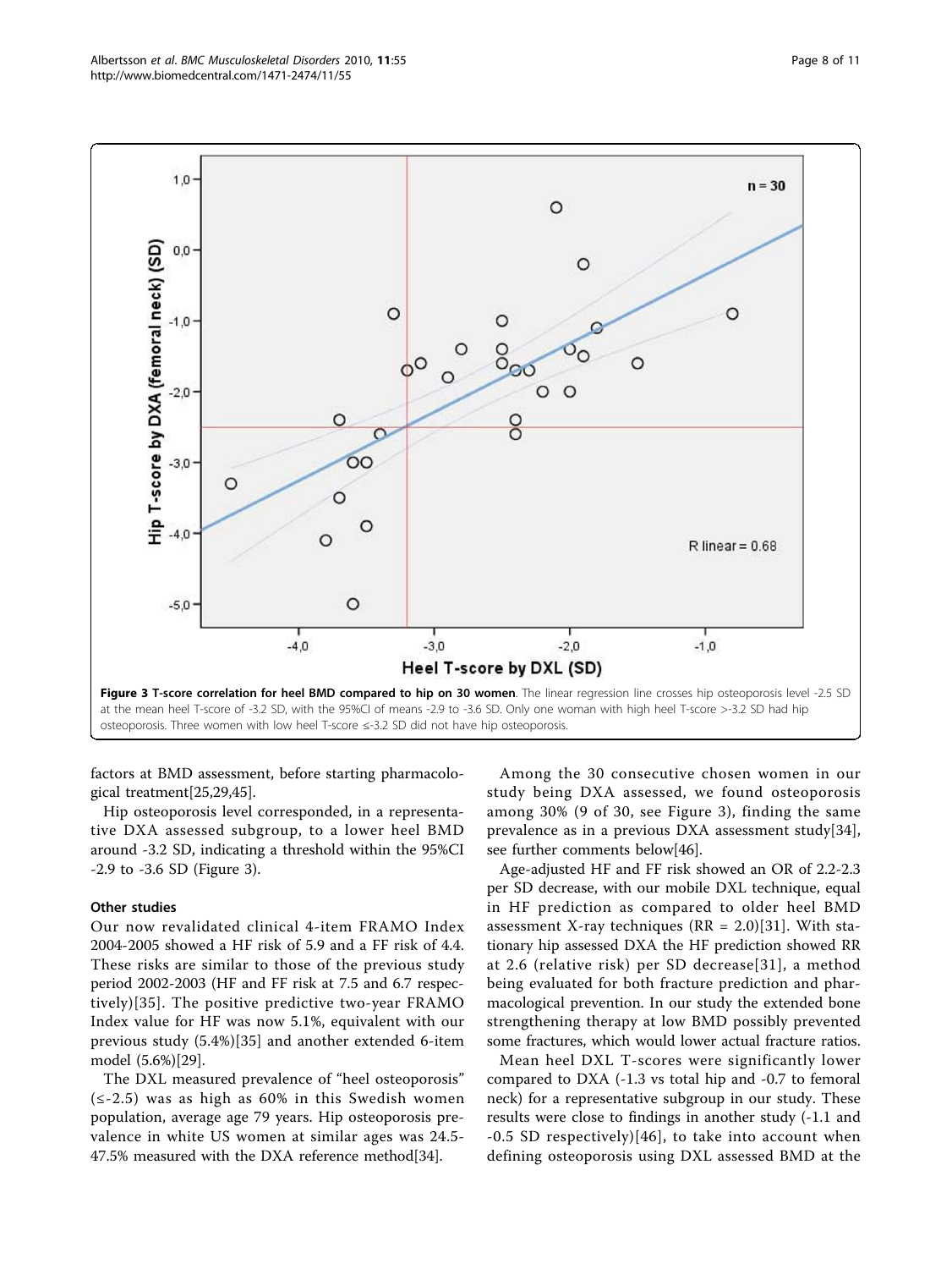**Figure 3 T-score correlation for heel BMD compared to hip on 30 women**. The linear regression line crosses hip osteoporosis level -2.5 SD at the mean heel T-score of -3.2 SD, with the 95%CI of means -2.9 to -3.6 SD. Only one woman with high heel T-score >-3.2 SD had hip osteoporosis. Three women with low heel T-score ≤-3.2 SD did not have hip osteoporosis.

factors at BMD assessment, before starting pharmacological treatment[25,29,45].

Hip osteoporosis level corresponded, in a representative DXA assessed subgroup, to a lower heel BMD around -3.2 SD, indicating a threshold within the 95%CI -2.9 to -3.6 SD (Figure 3).

### Other studies

Our now revalidated clinical 4-item FRAMO Index 2004-2005 showed a HF risk of 5.9 and a FF risk of 4.4. These risks are similar to those of the previous study period 2002-2003 (HF and FF risk at 7.5 and 6.7 respectively)[35]. The positive predictive two-year FRAMO Index value for HF was now 5.1%, equivalent with our previous study (5.4%)[35] and another extended 6-item model (5.6%)[29].

The DXL measured prevalence of "heel osteoporosis" (≤-2.5) was as high as 60% in this Swedish women population, average age 79 years. Hip osteoporosis prevalence in white US women at similar ages was 24.5-47.5% measured with the DXA reference method[34].

Among the 30 consecutive chosen women in our study being DXA assessed, we found osteoporosis among 30% (9 of 30, see Figure 3), finding the same prevalence as in a previous DXA assessment study[34], see further comments below[46].

Age-adjusted HF and FF risk showed an OR of 2.2-2.3 per SD decrease, with our mobile DXL technique, equal in HF prediction as compared to older heel BMD assessment X-ray techniques (RR = 2.0)[31]. With stationary hip assessed DXA the HF prediction showed RR at 2.6 (relative risk) per SD decrease[31], a method being evaluated for both fracture prediction and pharmacological prevention. In our study the extended bone strengthening therapy at low BMD possibly prevented some fractures, which would lower actual fracture ratios.

Mean heel DXL T-scores were significantly lower compared to DXA (-1.3 vs total hip and -0.7 to femoral neck) for a representative subgroup in our study. These results were close to findings in another study (-1.1 and -0.5 SD respectively)[46], to take into account when defining osteoporosis using DXL assessed BMD at the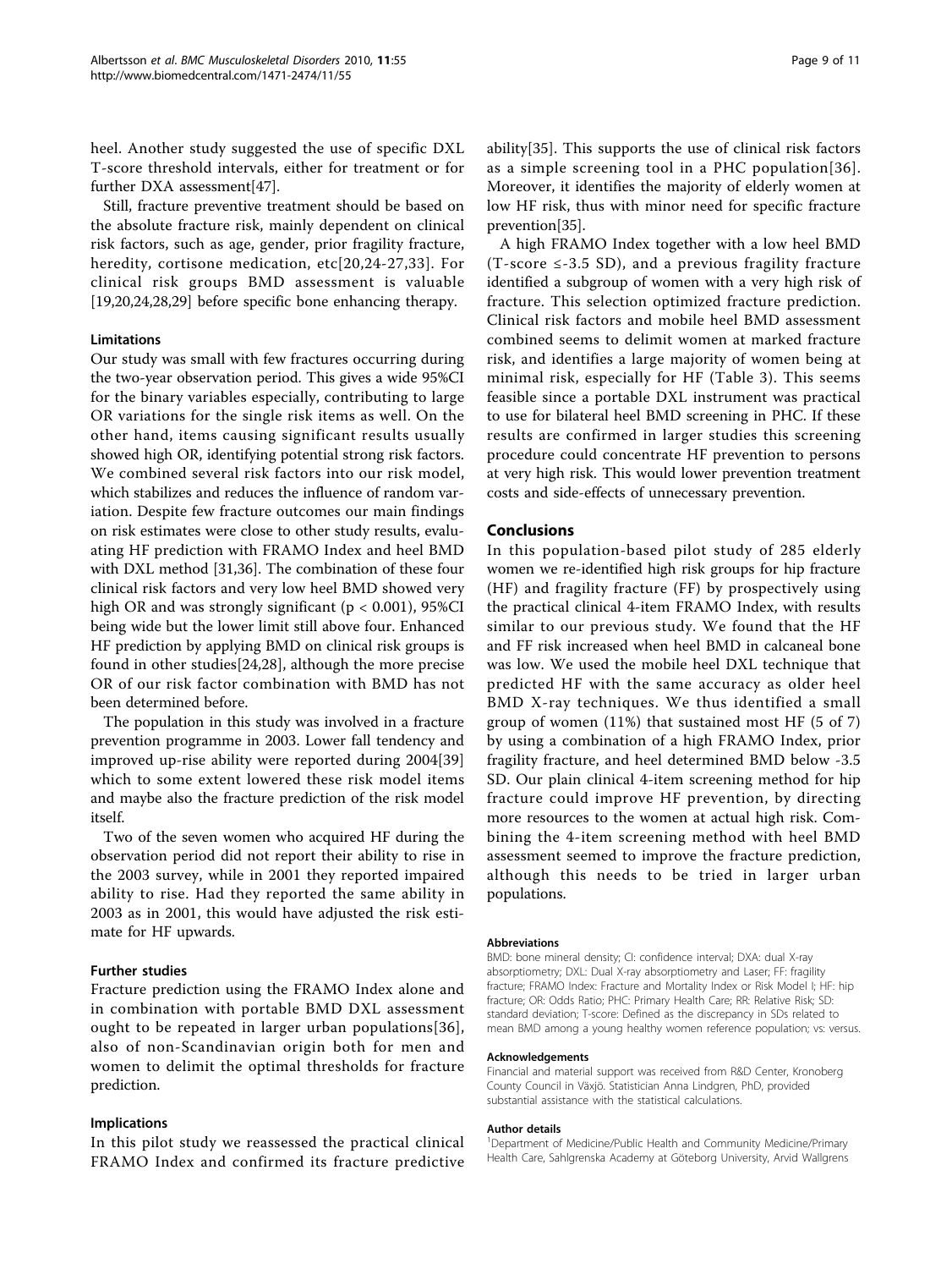heel. Another study suggested the use of specific DXL T-score threshold intervals, either for treatment or for further DXA assessment[47].

Still, fracture preventive treatment should be based on the absolute fracture risk, mainly dependent on clinical risk factors, such as age, gender, prior fragility fracture, heredity, cortisone medication, etc[20,24-27,33]. For clinical risk groups BMD assessment is valuable [19,20,24,28,29] before specific bone enhancing therapy.

### Limitations

Our study was small with few fractures occurring during the two-year observation period. This gives a wide 95%CI for the binary variables especially, contributing to large OR variations for the single risk items as well. On the other hand, items causing significant results usually showed high OR, identifying potential strong risk factors. We combined several risk factors into our risk model, which stabilizes and reduces the influence of random variation. Despite few fracture outcomes our main findings on risk estimates were close to other study results, evaluating HF prediction with FRAMO Index and heel BMD with DXL method [31,36]. The combination of these four clinical risk factors and very low heel BMD showed very high OR and was strongly significant ($p < 0.001$), 95%CI being wide but the lower limit still above four. Enhanced HF prediction by applying BMD on clinical risk groups is found in other studies[24,28], although the more precise OR of our risk factor combination with BMD has not been determined before.

The population in this study was involved in a fracture prevention programme in 2003. Lower fall tendency and improved up-rise ability were reported during 2004[39] which to some extent lowered these risk model items and maybe also the fracture prediction of the risk model itself.

Two of the seven women who acquired HF during the observation period did not report their ability to rise in the 2003 survey, while in 2001 they reported impaired ability to rise. Had they reported the same ability in 2003 as in 2001, this would have adjusted the risk estimate for HF upwards.

### Further studies

Fracture prediction using the FRAMO Index alone and in combination with portable BMD DXL assessment ought to be repeated in larger urban populations[36], also of non-Scandinavian origin both for men and women to delimit the optimal thresholds for fracture prediction.

### Implications

In this pilot study we reassessed the practical clinical FRAMO Index and confirmed its fracture predictive ability[35]. This supports the use of clinical risk factors as a simple screening tool in a PHC population[36]. Moreover, it identifies the majority of elderly women at low HF risk, thus with minor need for specific fracture prevention[35].

A high FRAMO Index together with a low heel BMD (T-score $\leq$-3.5 SD), and a previous fragility fracture identified a subgroup of women with a very high risk of fracture. This selection optimized fracture prediction. Clinical risk factors and mobile heel BMD assessment combined seems to delimit women at marked fracture risk, and identifies a large majority of women being at minimal risk, especially for HF (Table 3). This seems feasible since a portable DXL instrument was practical to use for bilateral heel BMD screening in PHC. If these results are confirmed in larger studies this screening procedure could concentrate HF prevention to persons at very high risk. This would lower prevention treatment costs and side-effects of unnecessary prevention.

## Conclusions

In this population-based pilot study of 285 elderly women we re-identified high risk groups for hip fracture (HF) and fragility fracture (FF) by prospectively using the practical clinical 4-item FRAMO Index, with results similar to our previous study. We found that the HF and FF risk increased when heel BMD in calcaneal bone was low. We used the mobile heel DXL technique that predicted HF with the same accuracy as older heel BMD X-ray techniques. We thus identified a small group of women (11%) that sustained most HF (5 of 7) by using a combination of a high FRAMO Index, prior fragility fracture, and heel determined BMD below -3.5 SD. Our plain clinical 4-item screening method for hip fracture could improve HF prevention, by directing more resources to the women at actual high risk. Combining the 4-item screening method with heel BMD assessment seemed to improve the fracture prediction, although this needs to be tried in larger urban populations.

#### Abbreviations

BMD: bone mineral density; CI: confidence interval; DXA: dual X-ray absorptiometry; DXL: Dual X-ray absorptiometry and Laser; FF: fragility fracture; FRAMO Index: Fracture and Mortality Index or Risk Model I; HF: hip fracture; OR: Odds Ratio; PHC: Primary Health Care; RR: Relative Risk; SD: standard deviation; T-score: Defined as the discrepancy in SDs related to mean BMD among a young healthy women reference population; vs: versus.

#### Acknowledgements

Financial and material support was received from R&D Center, Kronoberg County Council in Växjö. Statistician Anna Lindgren, PhD, provided substantial assistance with the statistical calculations.

#### Author details

[1]Department of Medicine/Public Health and Community Medicine/Primary Health Care, Sahlgrenska Academy at Göteborg University, Arvid Wallgrens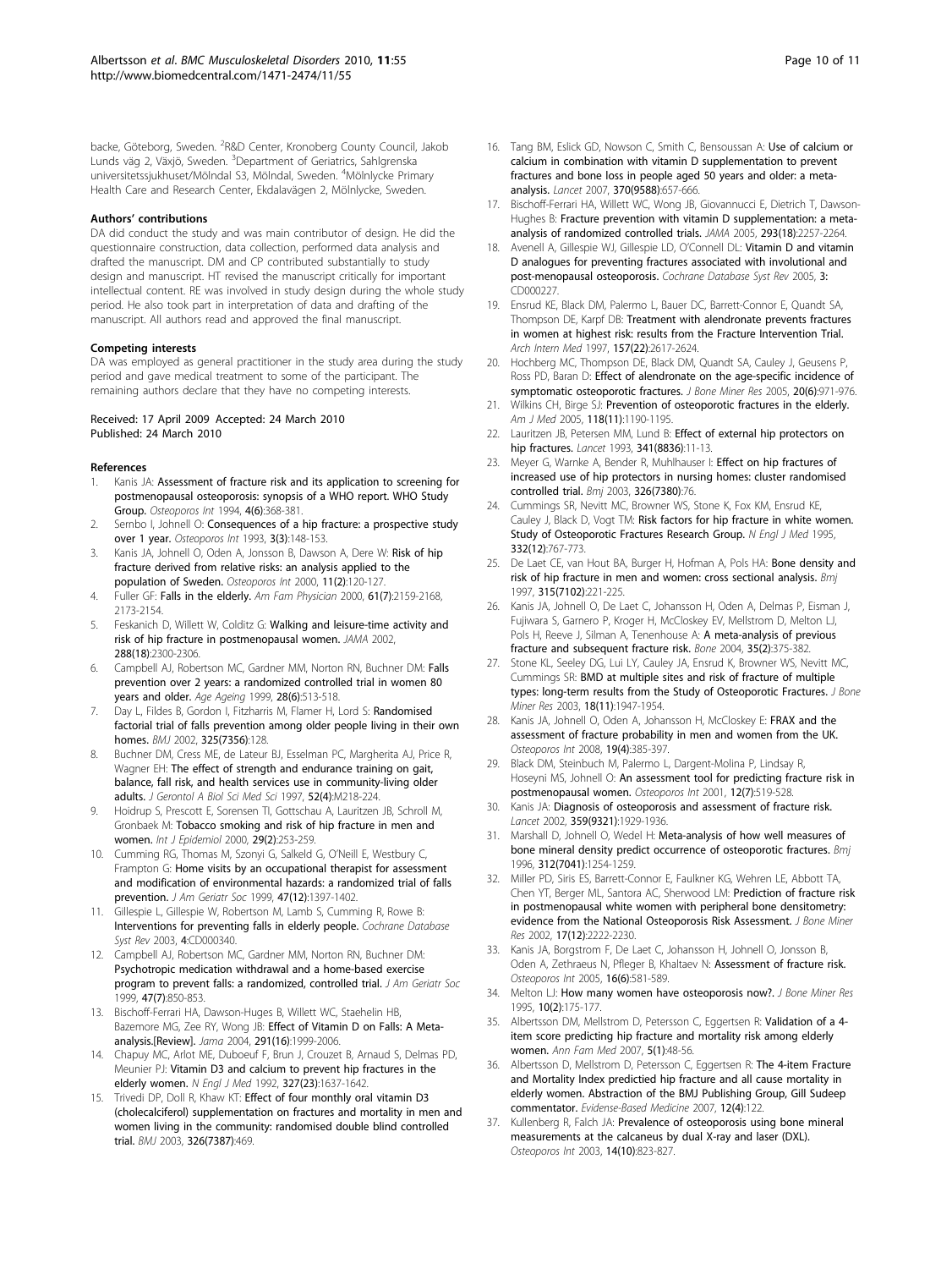backe, Göteborg, Sweden. [2]R&D Center, Kronoberg County Council, Jakob Lunds väg 2, Växjö, Sweden. [3]Department of Geriatrics, Sahlgrenska universitetssjukhuset/Mölndal S3, Mölndal, Sweden. [4]Mölnlycke Primary Health Care and Research Center, Ekdalavägen 2, Mölnlycke, Sweden.

#### Authors' contributions

DA did conduct the study and was main contributor of design. He did the questionnaire construction, data collection, performed data analysis and drafted the manuscript. DM and CP contributed substantially to study design and manuscript. HT revised the manuscript critically for important intellectual content. RE was involved in study design during the whole study period. He also took part in interpretation of data and drafting of the manuscript. All authors read and approved the final manuscript.

#### Competing interests

DA was employed as general practitioner in the study area during the study period and gave medical treatment to some of the participant. The remaining authors declare that they have no competing interests.

Received: 17 April 2009 Accepted: 24 March 2010
Published: 24 March 2010

#### References

1. Kanis JA: **Assessment of fracture risk and its application to screening for postmenopausal osteoporosis: synopsis of a WHO report. WHO Study Group.** *Osteoporos Int* 1994, **4(6)**:368-381.
2. Sernbo I, Johnell O: **Consequences of a hip fracture: a prospective study over 1 year.** *Osteoporos Int* 1993, **3(3)**:148-153.
3. Kanis JA, Johnell O, Oden A, Jonsson B, Dawson A, Dere W: **Risk of hip fracture derived from relative risks: an analysis applied to the population of Sweden.** *Osteoporos Int* 2000, **11(2)**:120-127.
4. Fuller GF: **Falls in the elderly.** *Am Fam Physician* 2000, **61(7)**:2159-2168, 2173-2154.
5. Feskanich D, Willett W, Colditz G: **Walking and leisure-time activity and risk of hip fracture in postmenopausal women.** *JAMA* 2002, **288(18)**:2300-2306.
6. Campbell AJ, Robertson MC, Gardner MM, Norton RN, Buchner DM: **Falls prevention over 2 years: a randomized controlled trial in women 80 years and older.** *Age Ageing* 1999, **28(6)**:513-518.
7. Day L, Fildes B, Gordon I, Fitzharris M, Flamer H, Lord S: **Randomised factorial trial of falls prevention among older people living in their own homes.** *BMJ* 2002, **325(7356)**:128.
8. Buchner DM, Cress ME, de Lateur BJ, Esselman PC, Margherita AJ, Price R, Wagner EH: **The effect of strength and endurance training on gait, balance, fall risk, and health services use in community-living older adults.** *J Gerontol A Biol Sci Med Sci* 1997, **52(4)**:M218-224.
9. Hoidrup S, Prescott E, Sorensen TI, Gottschau A, Lauritzen JB, Schroll M, Gronbaek M: **Tobacco smoking and risk of hip fracture in men and women.** *Int J Epidemiol* 2000, **29(2)**:253-259.
10. Cumming RG, Thomas M, Szonyi G, Salkeld G, O'Neill E, Westbury C, Frampton G: **Home visits by an occupational therapist for assessment and modification of environmental hazards: a randomized trial of falls prevention.** *J Am Geriatr Soc* 1999, **47(12)**:1397-1402.
11. Gillespie L, Gillespie W, Robertson M, Lamb S, Cumming R, Rowe B: **Interventions for preventing falls in elderly people.** *Cochrane Database Syst Rev* 2003, **4**:CD000340.
12. Campbell AJ, Robertson MC, Gardner MM, Norton RN, Buchner DM: **Psychotropic medication withdrawal and a home-based exercise program to prevent falls: a randomized, controlled trial.** *J Am Geriatr Soc* 1999, **47(7)**:850-853.
13. Bischoff-Ferrari HA, Dawson-Hughes B, Willett WC, Staehelin HB, Bazemore MG, Zee RY, Wong JB: **Effect of Vitamin D on Falls: A Meta-analysis.[Review].** *Jama* 2004, **291(16)**:1999-2006.
14. Chapuy MC, Arlot ME, Duboeuf F, Brun J, Crouzet B, Arnaud S, Delmas PD, Meunier PJ: **Vitamin D3 and calcium to prevent hip fractures in the elderly women.** *N Engl J Med* 1992, **327(23)**:1637-1642.
15. Trivedi DP, Doll R, Khaw KT: **Effect of four monthly oral vitamin D3 (cholecalciferol) supplementation on fractures and mortality in men and women living in the community: randomised double blind controlled trial.** *BMJ* 2003, **326(7387)**:469.
16. Tang BM, Eslick GD, Nowson C, Smith C, Bensoussan A: **Use of calcium or calcium in combination with vitamin D supplementation to prevent fractures and bone loss in people aged 50 years and older: a meta-analysis.** *Lancet* 2007, **370(9588)**:657-666.
17. Bischoff-Ferrari HA, Willett WC, Wong JB, Giovannucci E, Dietrich T, Dawson-Hughes B: **Fracture prevention with vitamin D supplementation: a meta-analysis of randomized controlled trials.** *JAMA* 2005, **293(18)**:2257-2264.
18. Avenell A, Gillespie WJ, Gillespie LD, O'Connell DL: **Vitamin D and vitamin D analogues for preventing fractures associated with involutional and post-menopausal osteoporosis.** *Cochrane Database Syst Rev* 2005, **3**: CD000227.
19. Ensrud KE, Black DM, Palermo L, Bauer DC, Barrett-Connor E, Quandt SA, Thompson DE, Karpf DB: **Treatment with alendronate prevents fractures in women at highest risk: results from the Fracture Intervention Trial.** *Arch Intern Med* 1997, **157(22)**:2617-2624.
20. Hochberg MC, Thompson DE, Black DM, Quandt SA, Cauley J, Geusens P, Ross PD, Baran D: **Effect of alendronate on the age-specific incidence of symptomatic osteoporotic fractures.** *J Bone Miner Res* 2005, **20(6)**:971-976.
21. Wilkins CH, Birge SJ: **Prevention of osteoporotic fractures in the elderly.** *Am J Med* 2005, **118(11)**:1190-1195.
22. Lauritzen JB, Petersen MM, Lund B: **Effect of external hip protectors on hip fractures.** *Lancet* 1993, **341(8836)**:11-13.
23. Meyer G, Warnke A, Bender R, Muhlhauser I: **Effect on hip fractures of increased use of hip protectors in nursing homes: cluster randomised controlled trial.** *Bmj* 2003, **326(7380)**:76.
24. Cummings SR, Nevitt MC, Browner WS, Stone K, Fox KM, Ensrud KE, Cauley J, Black D, Vogt TM: **Risk factors for hip fracture in white women. Study of Osteoporotic Fractures Research Group.** *N Engl J Med* 1995, **332(12)**:767-773.
25. De Laet CE, van Hout BA, Burger H, Hofman A, Pols HA: **Bone density and risk of hip fracture in men and women: cross sectional analysis.** *Bmj* 1997, **315(7102)**:221-225.
26. Kanis JA, Johnell O, De Laet C, Johansson H, Oden A, Delmas P, Eisman J, Fujiwara S, Garnero P, Kroger H, McCloskey EV, Mellstrom D, Melton LJ, Pols H, Reeve J, Silman A, Tenenhouse A: **A meta-analysis of previous fracture and subsequent fracture risk.** *Bone* 2004, **35(2)**:375-382.
27. Stone KL, Seeley DG, Lui LY, Cauley JA, Ensrud K, Browner WS, Nevitt MC, Cummings SR: **BMD at multiple sites and risk of fracture of multiple types: long-term results from the Study of Osteoporotic Fractures.** *J Bone Miner Res* 2003, **18(11)**:1947-1954.
28. Kanis JA, Johnell O, Oden A, Johansson H, McCloskey E: **FRAX and the assessment of fracture probability in men and women from the UK.** *Osteoporos Int* 2008, **19(4)**:385-397.
29. Black DM, Steinbuch M, Palermo L, Dargent-Molina P, Lindsay R, Hoseyni MS, Johnell O: **An assessment tool for predicting fracture risk in postmenopausal women.** *Osteoporos Int* 2001, **12(7)**:519-528.
30. Kanis JA: **Diagnosis of osteoporosis and assessment of fracture risk.** *Lancet* 2002, **359(9321)**:1929-1936.
31. Marshall D, Johnell O, Wedel H: **Meta-analysis of how well measures of bone mineral density predict occurrence of osteoporotic fractures.** *Bmj* 1996, **312(7041)**:1254-1259.
32. Miller PD, Siris ES, Barrett-Connor E, Faulkner KG, Wehren LE, Abbott TA, Chen YT, Berger ML, Santora AC, Sherwood LM: **Prediction of fracture risk in postmenopausal white women with peripheral bone densitometry: evidence from the National Osteoporosis Risk Assessment.** *J Bone Miner Res* 2002, **17(12)**:2222-2230.
33. Kanis JA, Borgstrom F, De Laet C, Johansson H, Johnell O, Jonsson B, Oden A, Zethraeus N, Pfleger B, Khaltaev N: **Assessment of fracture risk.** *Osteoporos Int* 2005, **16(6)**:581-589.
34. Melton LJ: **How many women have osteoporosis now?.** *J Bone Miner Res* 1995, **10(2)**:175-177.
35. Albertsson DM, Mellstrom D, Petersson C, Eggertsen R: **Validation of a 4-item score predicting hip fracture and mortality risk among elderly women.** *Ann Fam Med* 2007, **5(1)**:48-56.
36. Albertsson D, Mellstrom D, Petersson C, Eggertsen R: **The 4-item Fracture and Mortality Index predictied hip fracture and all cause mortality in elderly women. Abstraction of the BMJ Publishing Group, Gill Sudeep commentator.** *Evidense-Based Medicine* 2007, **12(4)**:122.
37. Kullenberg R, Falch JA: **Prevalence of osteoporosis using bone mineral measurements at the calcaneus by dual X-ray and laser (DXL).** *Osteoporos Int* 2003, **14(10)**:823-827.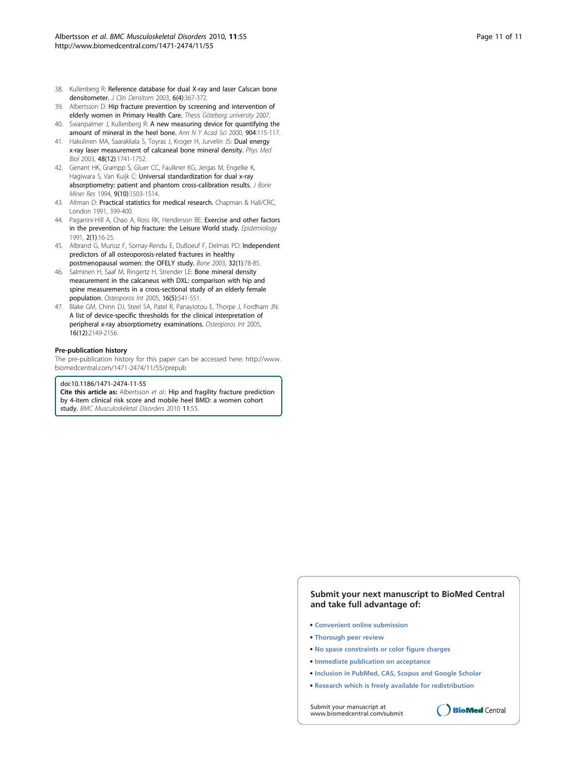38. Kullenberg R: **Reference database for dual X-ray and laser Calscan bone densitometer.** *J Clin Densitom* 2003, **6(4)**:367-372.
39. Albertsson D: **Hip fracture prevention by screening and intervention of elderly women in Primary Health Care.** *Thesis Göteborg university* 2007.
40. Swanpalmer J, Kullenberg R: **A new measuring device for quantifying the amount of mineral in the heel bone.** *Ann N Y Acad Sci* 2000, **904**:115-117.
41. Hakulinen MA, Saarakkala S, Toyras J, Kroger H, Jurvelin JS: **Dual energy x-ray laser measurement of calcaneal bone mineral density.** *Phys Med Biol* 2003, **48(12)**:1741-1752.
42. Genant HK, Grampp S, Gluer CC, Faulkner KG, Jergas M, Engelke K, Hagiwara S, Van Kuijk C: **Universal standardization for dual x-ray absorptiometry: patient and phantom cross-calibration results.** *J Bone Miner Res* 1994, **9(10)**:1503-1514.
43. Altman D: **Practical statistics for medical research.** Chapman & Hall/CRC, London 1991, 399-400.
44. Paganini-Hill A, Chao A, Ross RK, Henderson BE: **Exercise and other factors in the prevention of hip fracture: the Leisure World study.** *Epidemiology* 1991, **2(1)**:16-25.
45. Albrand G, Munoz F, Sornay-Rendu E, DuBoeuf F, Delmas PD: **Independent predictors of all osteoporosis-related fractures in healthy postmenopausal women: the OFELY study.** *Bone* 2003, **32(1)**:78-85.
46. Salminen H, Saaf M, Ringertz H, Strender LE: **Bone mineral density measurement in the calcaneus with DXL: comparison with hip and spine measurements in a cross-sectional study of an elderly female population.** *Osteoporos Int* 2005, **16(5)**:541-551.
47. Blake GM, Chinn DJ, Steel SA, Patel R, Panayiotou E, Thorpe J, Fordham JN: **A list of device-specific thresholds for the clinical interpretation of peripheral x-ray absorptiometry examinations.** *Osteoporos Int* 2005, **16(12)**:2149-2156.

### Pre-publication history

The pre-publication history for this paper can be accessed here: http://www.biomedcentral.com/1471-2474/11/55/prepub

doi:10.1186/1471-2474-11-55

**Cite this article as:** Albertsson *et al.*: Hip and fragility fracture prediction by 4-item clinical risk score and mobile heel BMD: a women cohort study. *BMC Musculoskeletal Disorders* 2010 **11**:55.

**Submit your next manuscript to BioMed Central and take full advantage of:**

- Convenient online submission
- Thorough peer review
- No space constraints or color figure charges
- Immediate publication on acceptance
- Inclusion in PubMed, CAS, Scopus and Google Scholar
- Research which is freely available for redistribution

Submit your manuscript at
www.biomedcentral.com/submit

BioMed Central